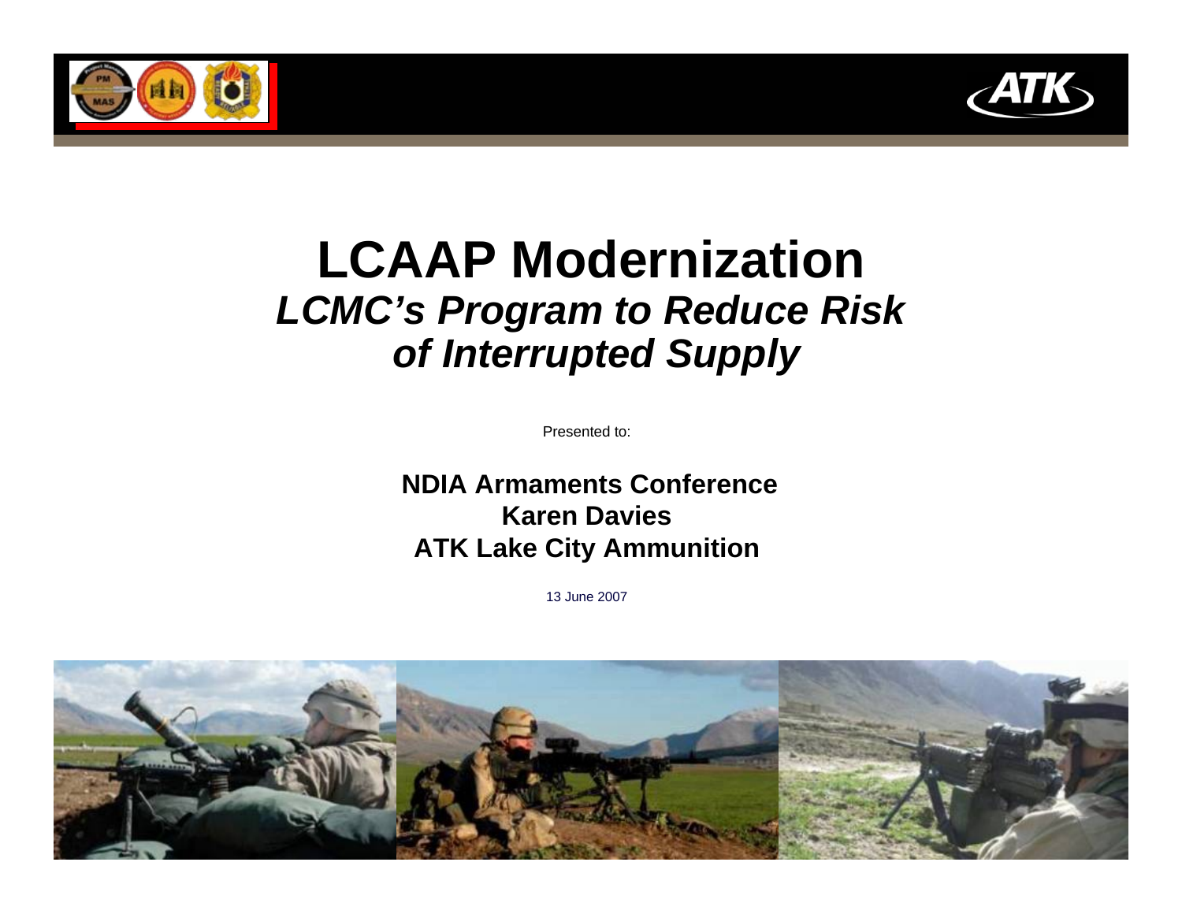# LCAAP Modernization

## *LCMC's Program to Reduce Risk of Interrupted Supply*

Presented to:

**NDIA Armaments Conference**
**Karen Davies**
**ATK Lake City Ammunition**

13 June 2007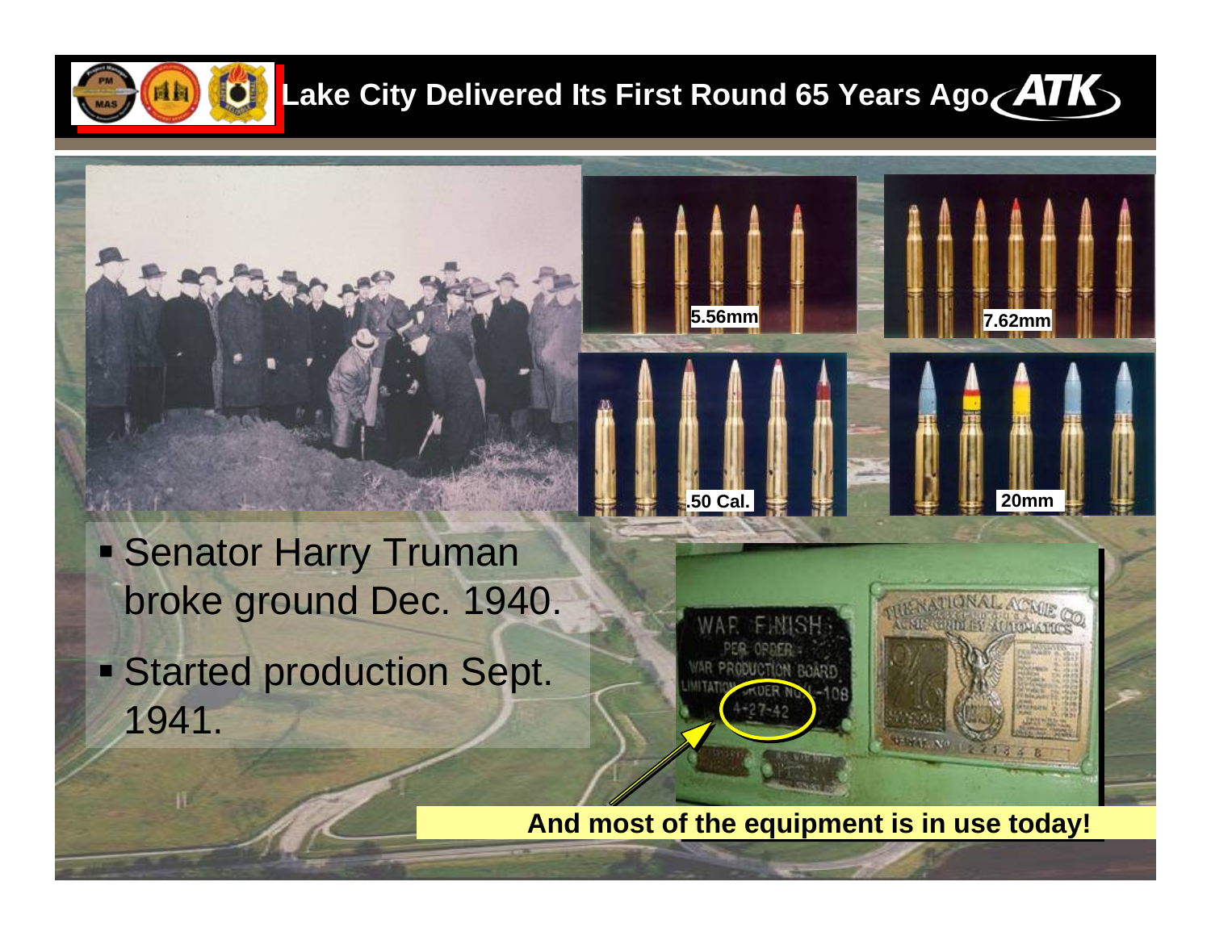# Lake City Delivered Its First Round 65 Years Ago

5.56mm

7.62mm

.50 Cal.

20mm

- Senator Harry Truman broke ground Dec. 1940.
- Started production Sept. 1941.

**And most of the equipment is in use today!**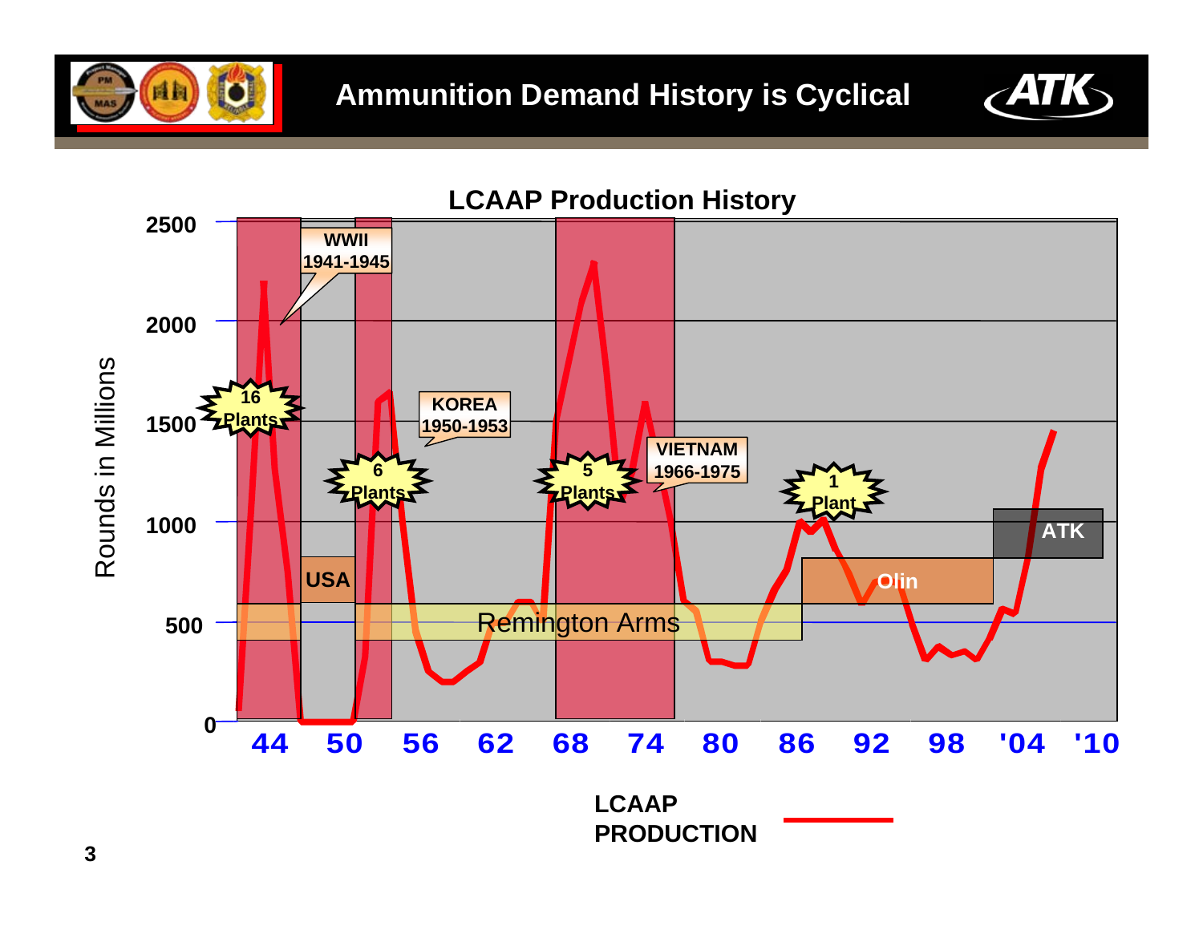# Ammunition Demand History is Cyclical

## LCAAP Production History

Rounds in Millions

- WWII 1941-1945 — 16 Plants
- KOREA 1950-1953 — 6 Plants
- VIETNAM 1966-1975 — 5 Plants
- 1 Plant

Operators: USA, Remington Arms, Olin, ATK

Y-axis: 0, 500, 1000, 1500, 2000, 2500

X-axis: 44, 50, 56, 62, 68, 74, 80, 86, 92, 98, '04, '10

LCAAP PRODUCTION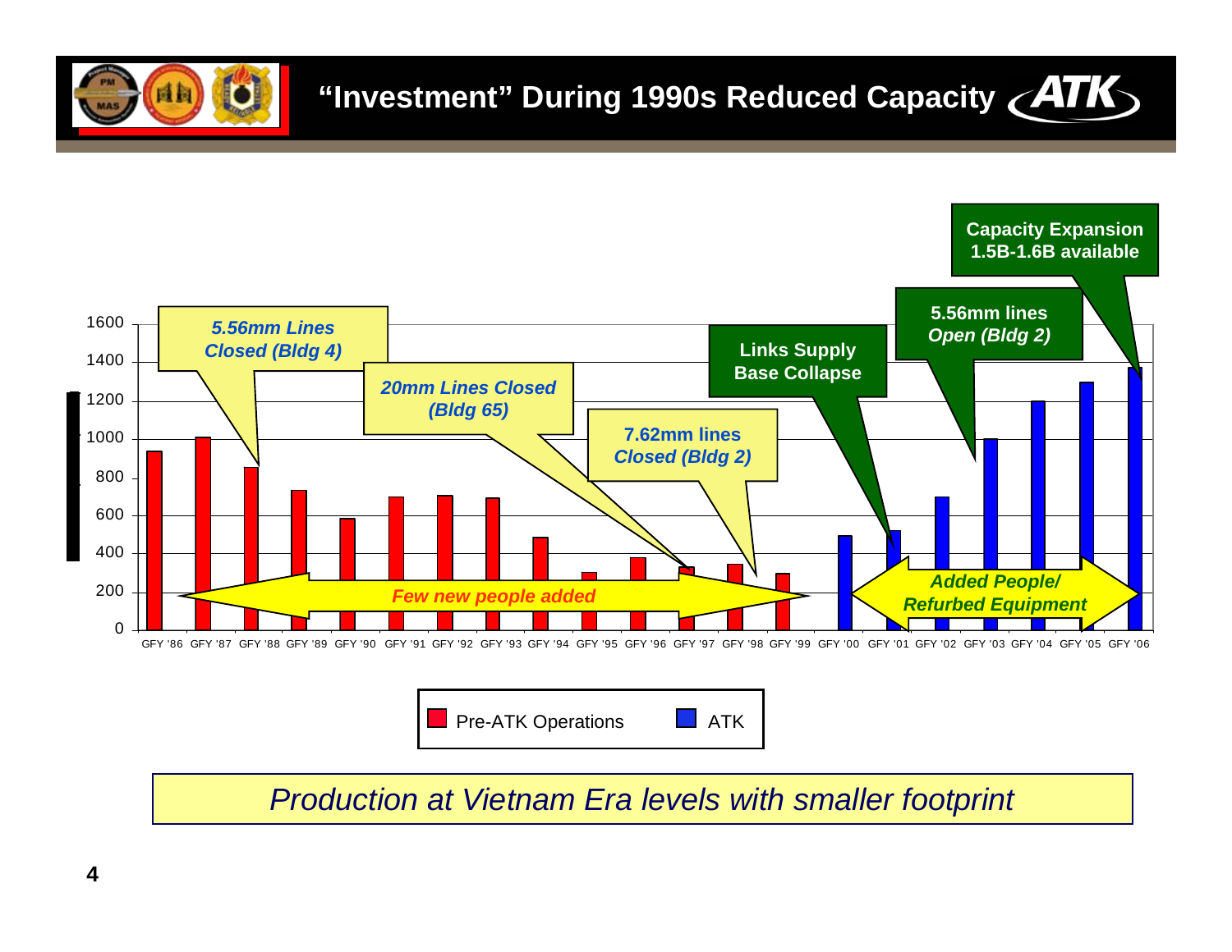# "Investment" During 1990s Reduced Capacity

| Year | Value | Operator |
|---|---|---|
| GFY '86 | ~940 | Pre-ATK Operations |
| GFY '87 | ~1010 | Pre-ATK Operations |
| GFY '88 | ~855 | Pre-ATK Operations |
| GFY '89 | ~735 | Pre-ATK Operations |
| GFY '90 | ~585 | Pre-ATK Operations |
| GFY '91 | ~700 | Pre-ATK Operations |
| GFY '92 | ~705 | Pre-ATK Operations |
| GFY '93 | ~695 | Pre-ATK Operations |
| GFY '94 | ~485 | Pre-ATK Operations |
| GFY '95 | ~305 | Pre-ATK Operations |
| GFY '96 | ~380 | Pre-ATK Operations |
| GFY '97 | ~335 | Pre-ATK Operations |
| GFY '98 | ~345 | Pre-ATK Operations |
| GFY '99 | ~300 | Pre-ATK Operations |
| GFY '00 | ~495 | ATK |
| GFY '01 | ~520 | ATK |
| GFY '02 | ~700 | ATK |
| GFY '03 | ~1005 | ATK |
| GFY '04 | ~1200 | ATK |
| GFY '05 | ~1300 | ATK |
| GFY '06 | ~1375 | ATK |

Chart annotations:

- *5.56mm Lines Closed (Bldg 4)*
- *20mm Lines Closed (Bldg 65)*
- **7.62mm lines** *Closed (Bldg 2)*
- *Few new people added*
- **Links Supply Base Collapse**
- **5.56mm lines** *Open (Bldg 2)*
- **Capacity Expansion 1.5B-1.6B available**
- *Added People/ Refurbed Equipment*

Legend: Pre-ATK Operations; ATK

*Production at Vietnam Era levels with smaller footprint*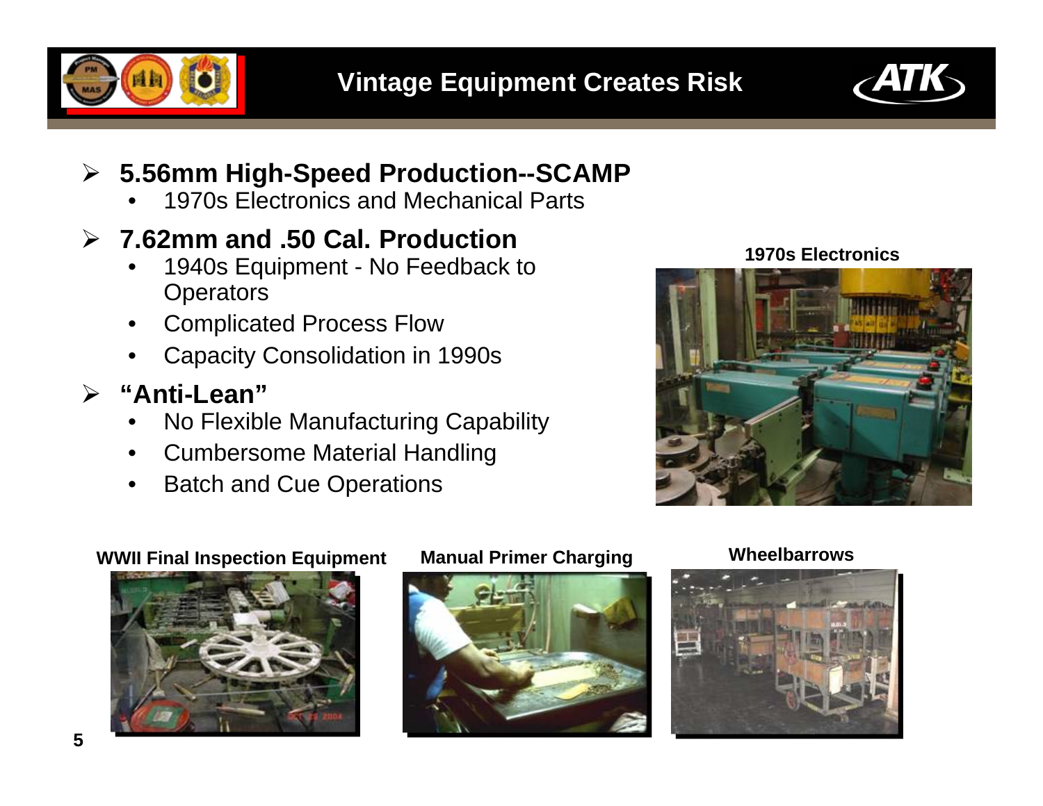# Vintage Equipment Creates Risk

- **5.56mm High-Speed Production--SCAMP**
  - 1970s Electronics and Mechanical Parts
- **7.62mm and .50 Cal. Production**
  - 1940s Equipment - No Feedback to Operators
  - Complicated Process Flow
  - Capacity Consolidation in 1990s
- **"Anti-Lean"**
  - No Flexible Manufacturing Capability
  - Cumbersome Material Handling
  - Batch and Cue Operations

**1970s Electronics**

**WWII Final Inspection Equipment**

**Manual Primer Charging**

**Wheelbarrows**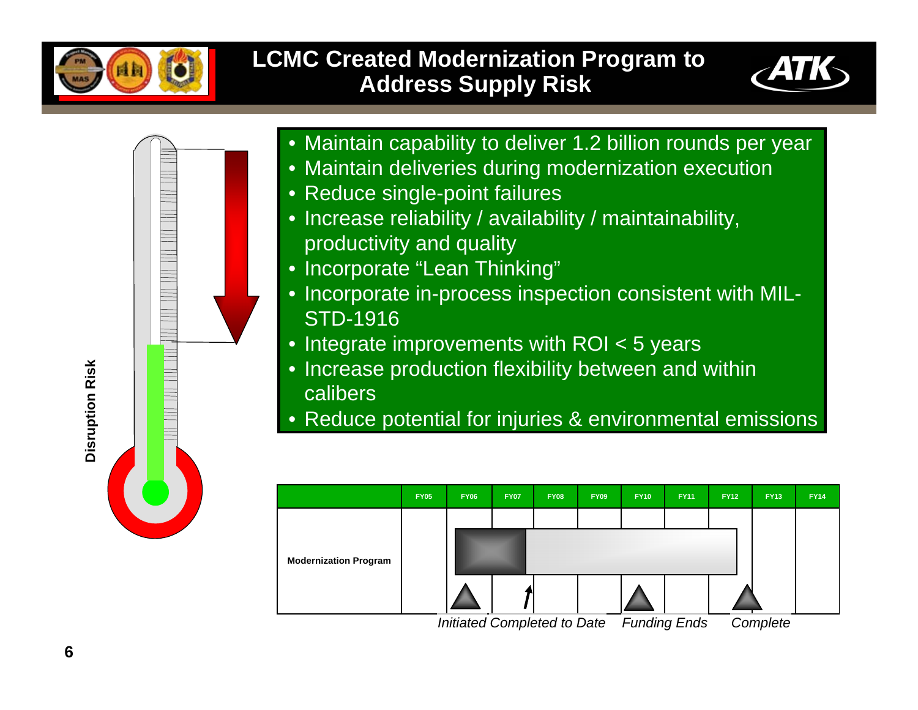# LCMC Created Modernization Program to Address Supply Risk

- Maintain capability to deliver 1.2 billion rounds per year
- Maintain deliveries during modernization execution
- Reduce single-point failures
- Increase reliability / availability / maintainability, productivity and quality
- Incorporate "Lean Thinking"
- Incorporate in-process inspection consistent with MIL-STD-1916
- Integrate improvements with ROI < 5 years
- Increase production flexibility between and within calibers
- Reduce potential for injuries & environmental emissions

Disruption Risk

| | FY05 | FY06 | FY07 | FY08 | FY09 | FY10 | FY11 | FY12 | FY13 | FY14 |
|---|---|---|---|---|---|---|---|---|---|---|
| Modernization Program | | | | | | | | | | |

*Initiated* *Completed to Date* *Funding Ends* *Complete*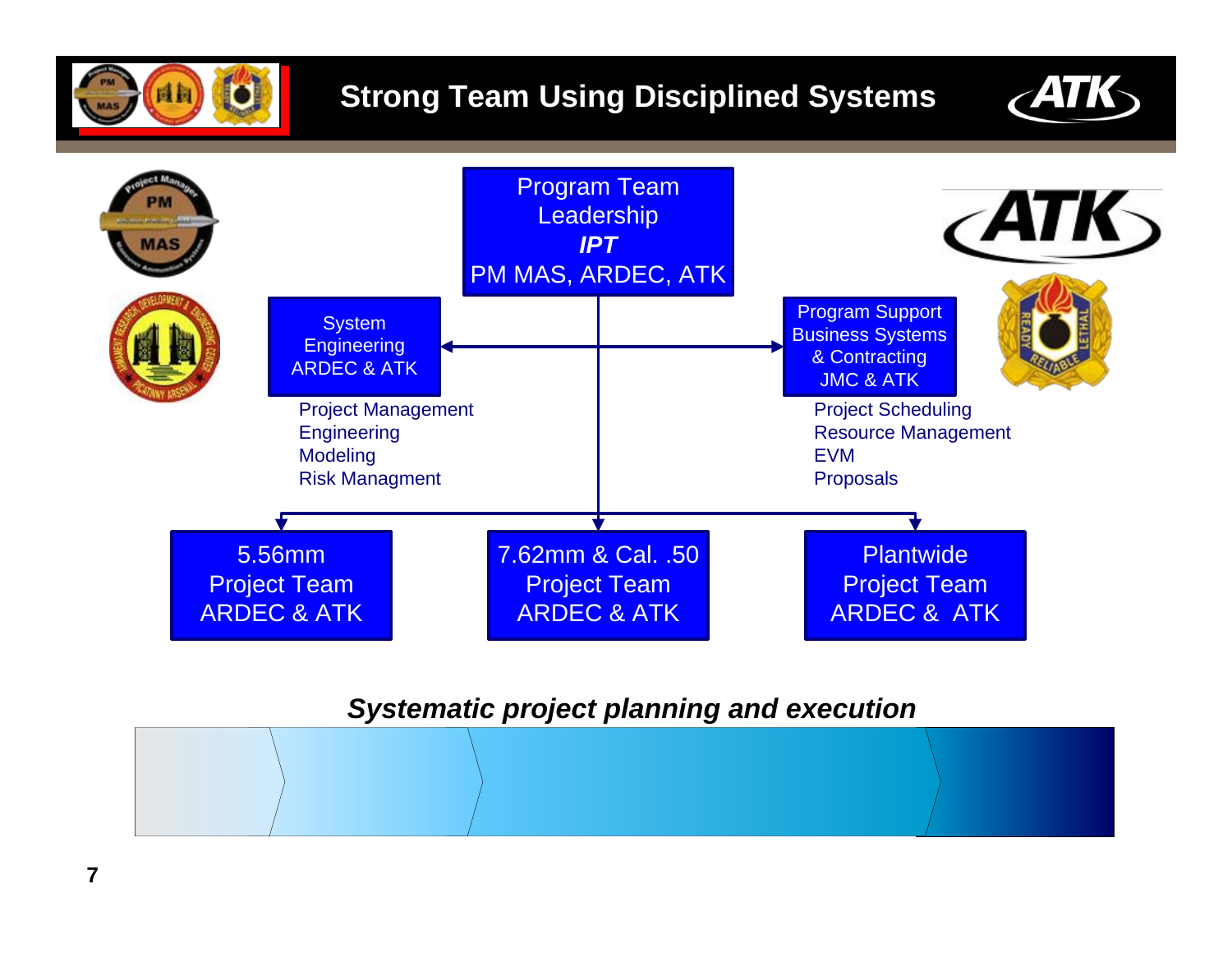# Strong Team Using Disciplined Systems

**Program Team Leadership**
***IPT***
**PM MAS, ARDEC, ATK**

**System Engineering ARDEC & ATK**

- Project Management
- Engineering
- Modeling
- Risk Managment

**Program Support Business Systems & Contracting JMC & ATK**

- Project Scheduling
- Resource Management
- EVM
- Proposals

**5.56mm Project Team ARDEC & ATK**

**7.62mm & Cal. .50 Project Team ARDEC & ATK**

**Plantwide Project Team ARDEC & ATK**

***Systematic project planning and execution***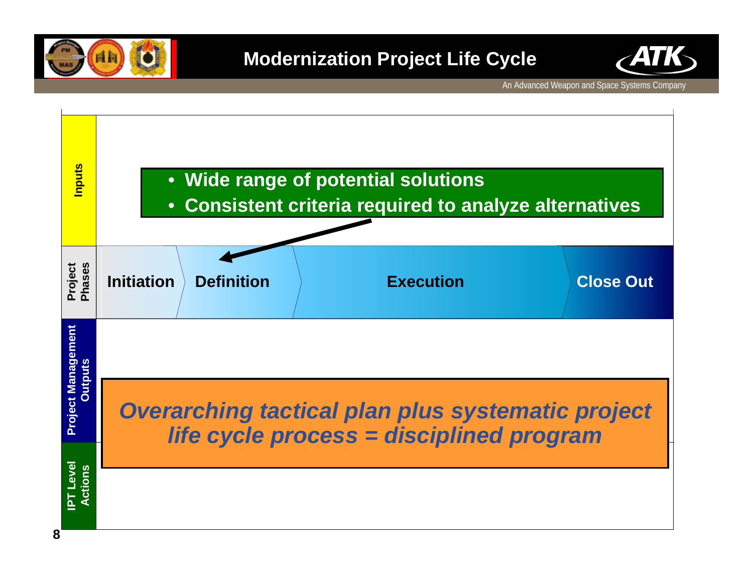# Modernization Project Life Cycle

An Advanced Weapon and Space Systems Company

**Inputs**

- **Wide range of potential solutions**
- **Consistent criteria required to analyze alternatives**

**Project Phases**

**Initiation** | **Definition** | **Execution** | **Close Out**

**Project Management Outputs**

***Overarching tactical plan plus systematic project life cycle process = disciplined program***

**IPT Level Actions**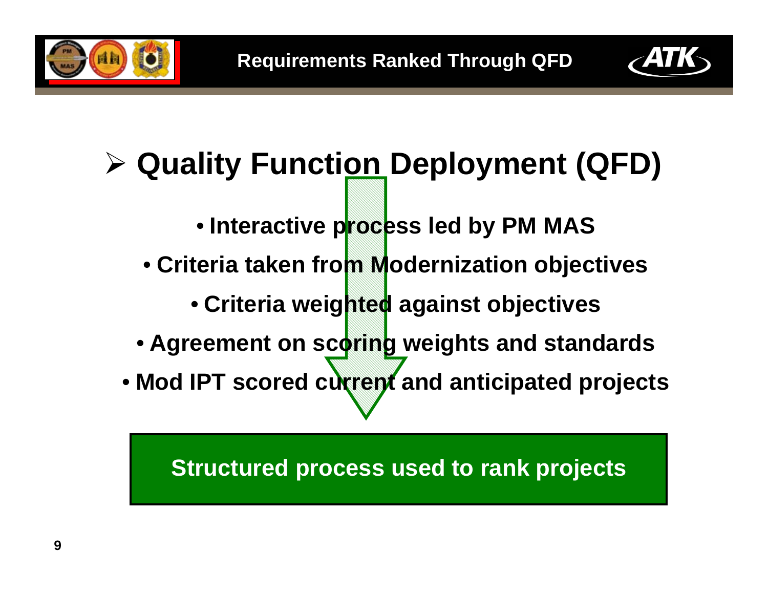# Requirements Ranked Through QFD

## Quality Function Deployment (QFD)

- Interactive process led by PM MAS
- Criteria taken from Modernization objectives
- Criteria weighted against objectives
- Agreement on scoring weights and standards
- Mod IPT scored current and anticipated projects

**Structured process used to rank projects**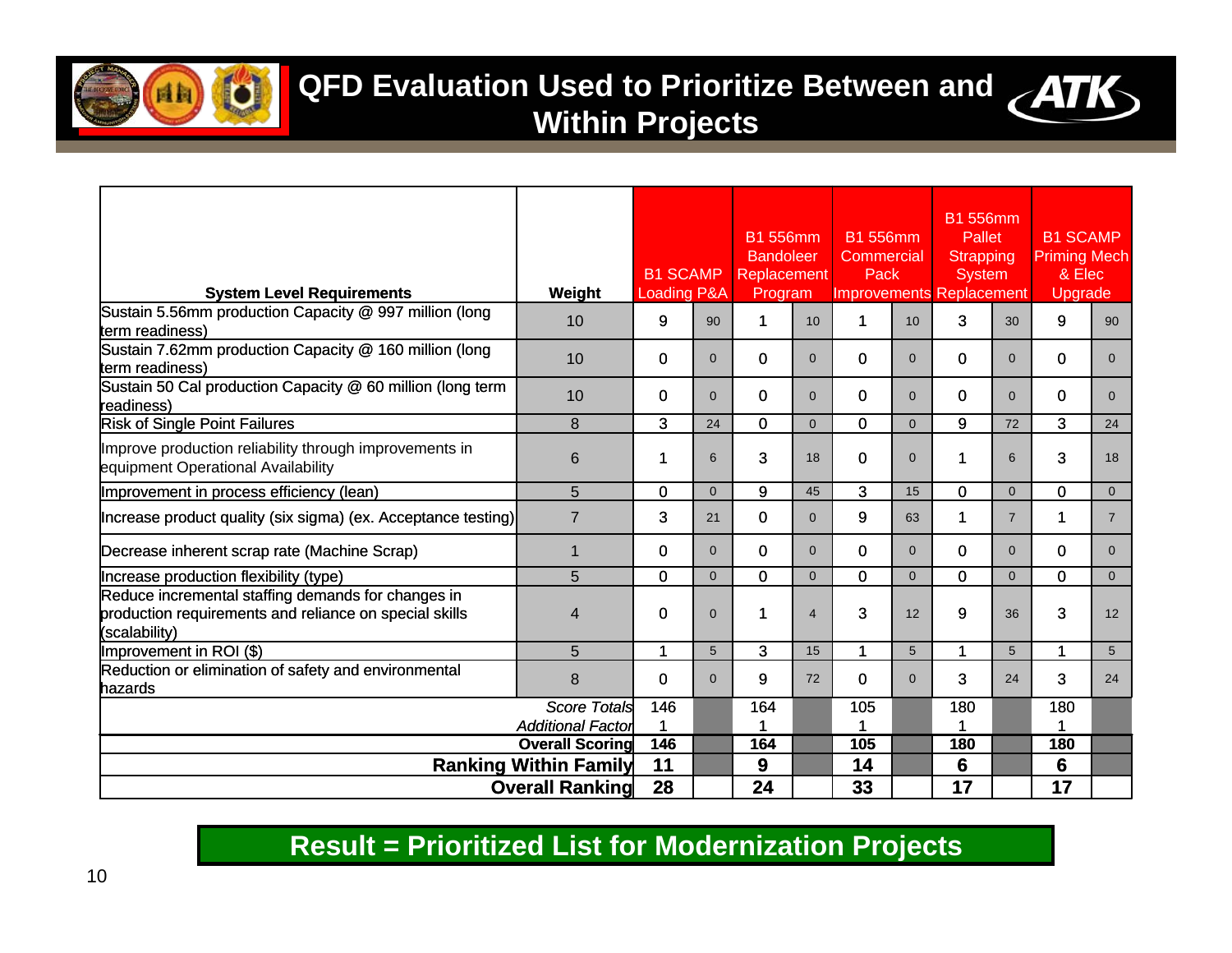# QFD Evaluation Used to Prioritize Between and Within Projects

| System Level Requirements | Weight | B1 SCAMP Loading P&A | | B1 556mm Bandoleer Replacement Program | | B1 556mm Commercial Pack Improvements | | B1 556mm Pallet Strapping System Replacement | | B1 SCAMP Priming Mech & Elec Upgrade | |
|---|---|---|---|---|---|---|---|---|---|---|---|
| Sustain 5.56mm production Capacity @ 997 million (long term readiness) | 10 | 9 | 90 | 1 | 10 | 1 | 10 | 3 | 30 | 9 | 90 |
| Sustain 7.62mm production Capacity @ 160 million (long term readiness) | 10 | 0 | 0 | 0 | 0 | 0 | 0 | 0 | 0 | 0 | 0 |
| Sustain 50 Cal production Capacity @ 60 million (long term readiness) | 10 | 0 | 0 | 0 | 0 | 0 | 0 | 0 | 0 | 0 | 0 |
| Risk of Single Point Failures | 8 | 3 | 24 | 0 | 0 | 0 | 0 | 9 | 72 | 3 | 24 |
| Improve production reliability through improvements in equipment Operational Availability | 6 | 1 | 6 | 3 | 18 | 0 | 0 | 1 | 6 | 3 | 18 |
| Improvement in process efficiency (lean) | 5 | 0 | 0 | 9 | 45 | 3 | 15 | 0 | 0 | 0 | 0 |
| Increase product quality (six sigma) (ex. Acceptance testing) | 7 | 3 | 21 | 0 | 0 | 9 | 63 | 1 | 7 | 1 | 7 |
| Decrease inherent scrap rate (Machine Scrap) | 1 | 0 | 0 | 0 | 0 | 0 | 0 | 0 | 0 | 0 | 0 |
| Increase production flexibility (type) | 5 | 0 | 0 | 0 | 0 | 0 | 0 | 0 | 0 | 0 | 0 |
| Reduce incremental staffing demands for changes in production requirements and reliance on special skills (scalability) | 4 | 0 | 0 | 1 | 4 | 3 | 12 | 9 | 36 | 3 | 12 |
| Improvement in ROI ($) | 5 | 1 | 5 | 3 | 15 | 1 | 5 | 1 | 5 | 1 | 5 |
| Reduction or elimination of safety and environmental hazards | 8 | 0 | 0 | 9 | 72 | 0 | 0 | 3 | 24 | 3 | 24 |
| *Score Totals* | | 146 | | 164 | | 105 | | 180 | | 180 | |
| *Additional Factor* | | 1 | | 1 | | 1 | | 1 | | 1 | |
| **Overall Scoring** | | **146** | | **164** | | **105** | | **180** | | **180** | |
| **Ranking Within Family** | | **11** | | **9** | | **14** | | **6** | | **6** | |
| **Overall Ranking** | | **28** | | **24** | | **33** | | **17** | | **17** | |

**Result = Prioritized List for Modernization Projects**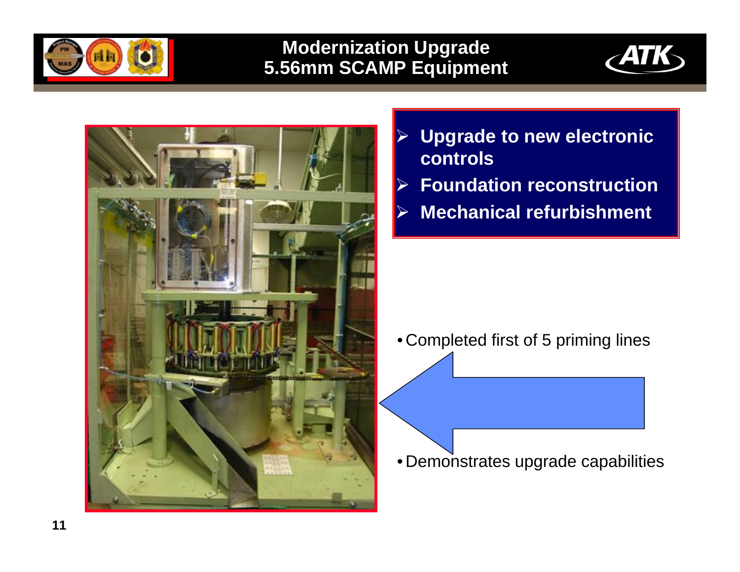# Modernization Upgrade 5.56mm SCAMP Equipment

- **Upgrade to new electronic controls**
- **Foundation reconstruction**
- **Mechanical refurbishment**

- Completed first of 5 priming lines
- Demonstrates upgrade capabilities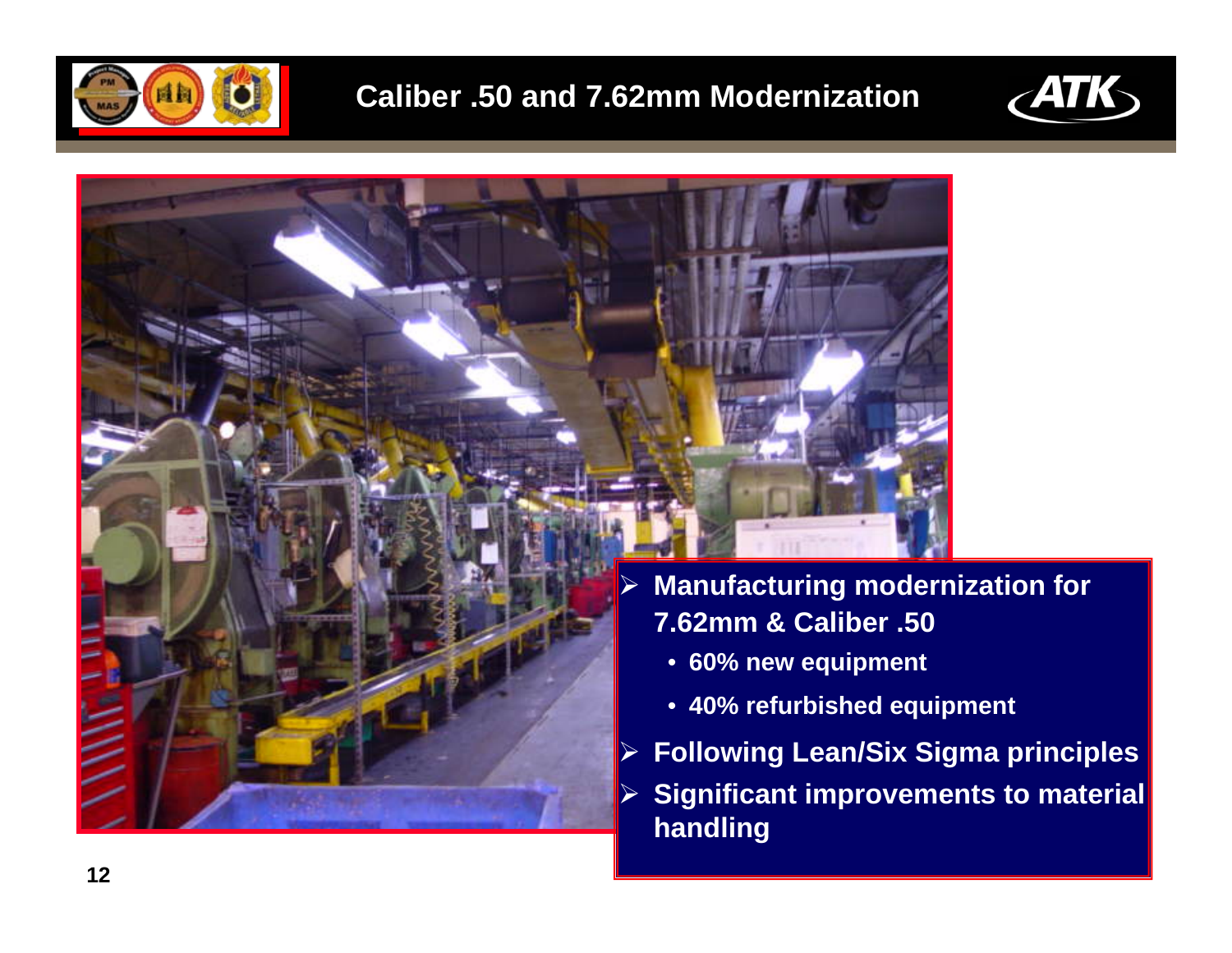# Caliber .50 and 7.62mm Modernization

- Manufacturing modernization for 7.62mm & Caliber .50
  - 60% new equipment
  - 40% refurbished equipment
- Following Lean/Six Sigma principles
- Significant improvements to material handling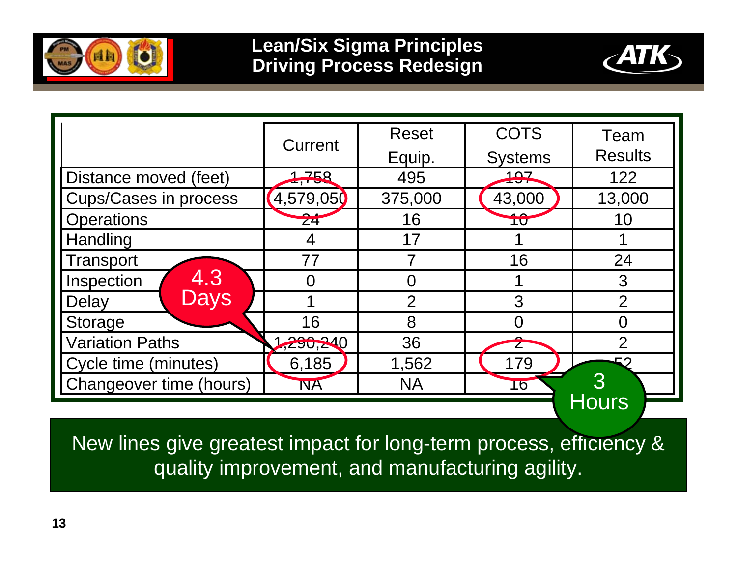# Lean/Six Sigma Principles Driving Process Redesign

| | Current | Reset Equip. | COTS Systems | Team Results |
|---|---|---|---|---|
| Distance moved (feet) | 1,758 | 495 | 197 | 122 |
| Cups/Cases in process | 4,579,050 | 375,000 | 43,000 | 13,000 |
| Operations | 24 | 16 | 10 | 10 |
| Handling | 4 | 17 | 1 | 1 |
| Transport | 77 | 7 | 16 | 24 |
| Inspection | 0 | 0 | 1 | 3 |
| Delay | 1 | 2 | 3 | 2 |
| Storage | 16 | 8 | 0 | 0 |
| Variation Paths | 1,290,240 | 36 | 2 | 2 |
| Cycle time (minutes) | 6,185 | 1,562 | 179 | 52 |
| Changeover time (hours) | NA | NA | 16 | |

4.3 Days

3 Hours

New lines give greatest impact for long-term process, efficiency & quality improvement, and manufacturing agility.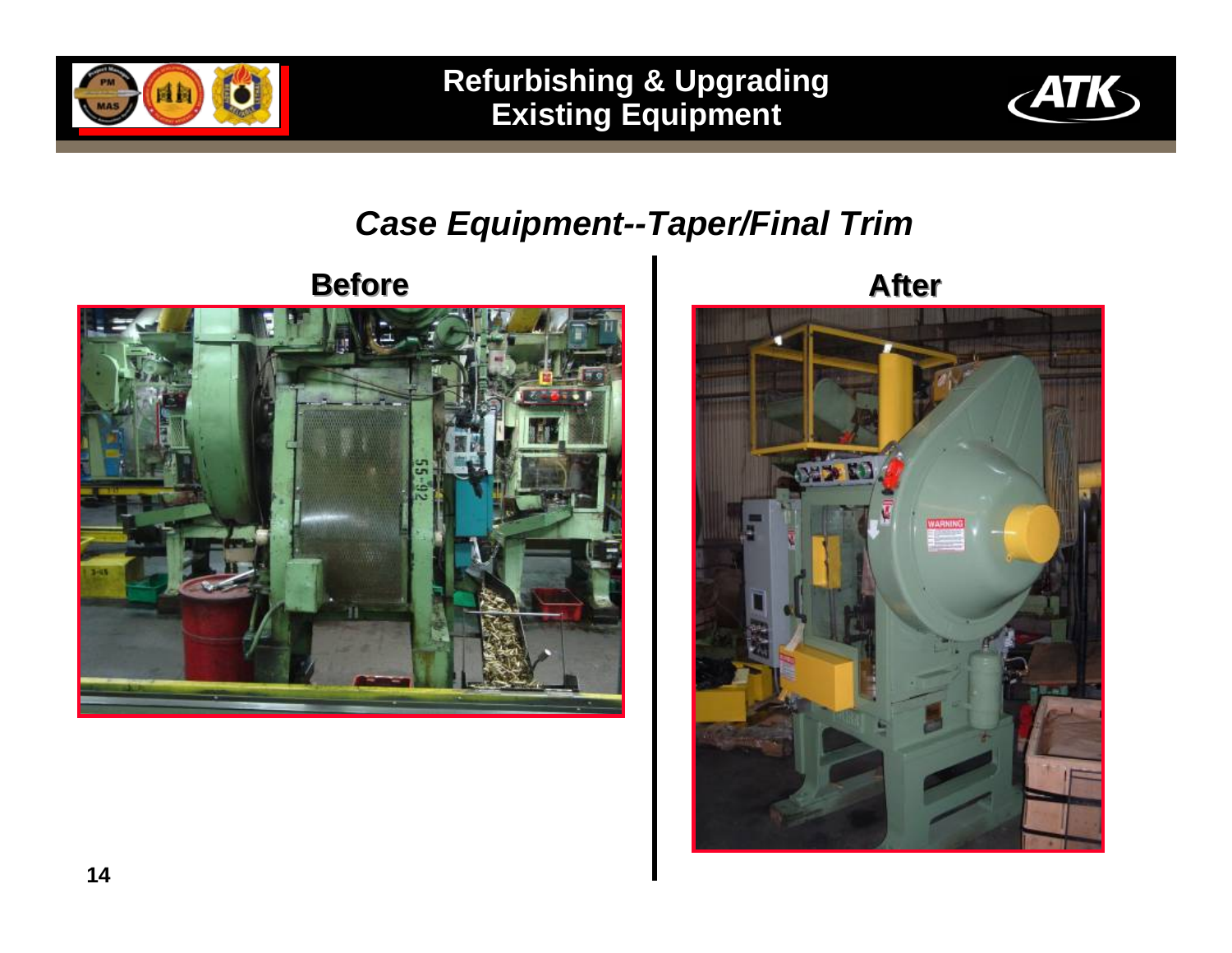# Refurbishing & Upgrading Existing Equipment

## *Case Equipment--Taper/Final Trim*

**Before**

**After**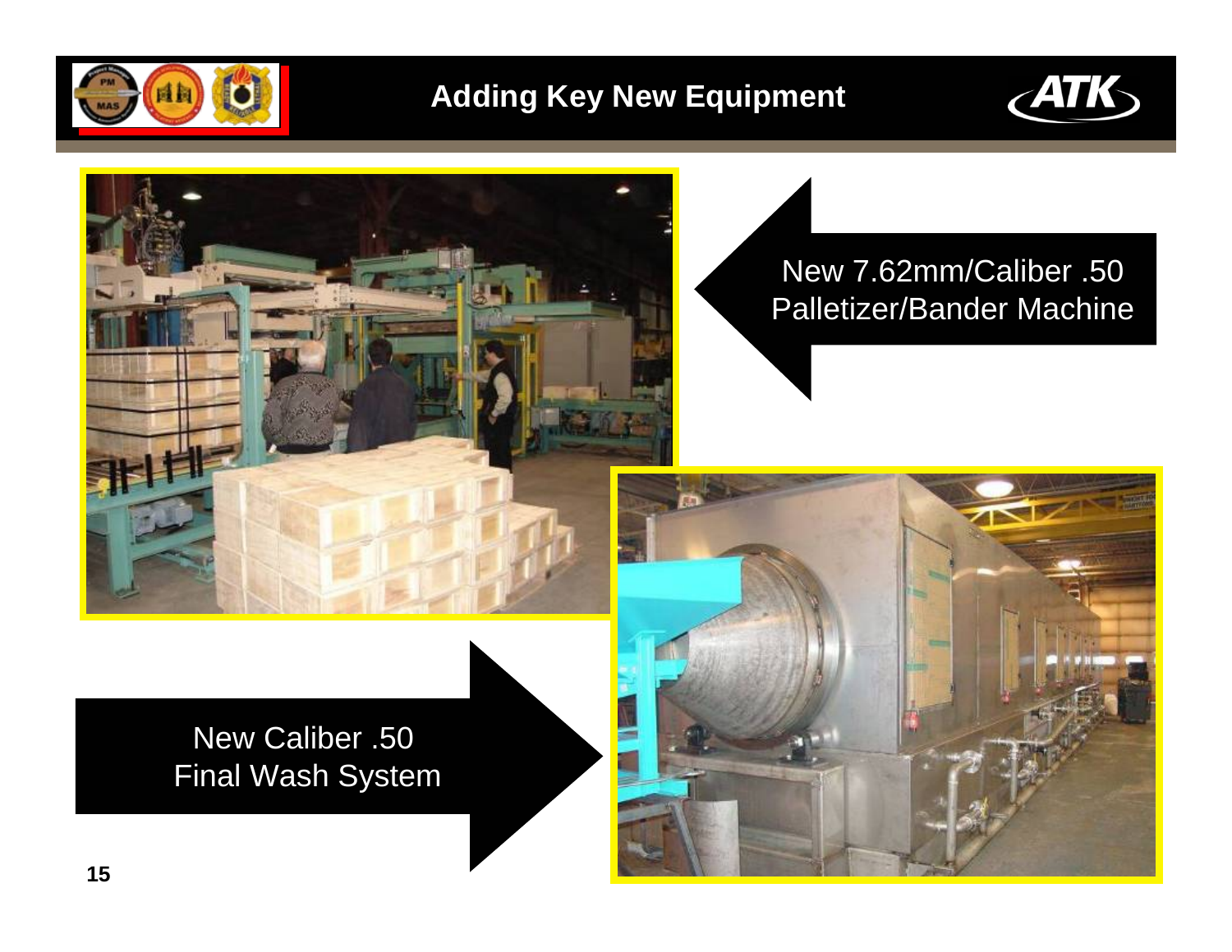# Adding Key New Equipment

New 7.62mm/Caliber .50 Palletizer/Bander Machine

New Caliber .50 Final Wash System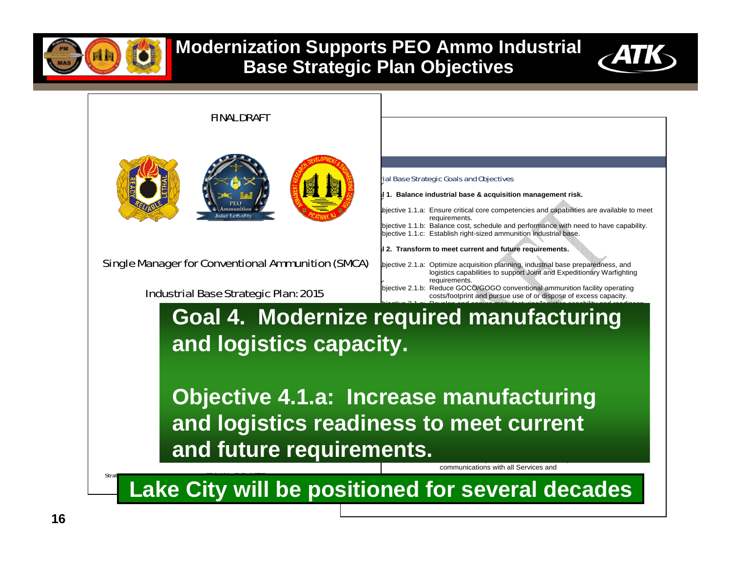# Modernization Supports PEO Ammo Industrial Base Strategic Plan Objectives

FINAL DRAFT

Single Manager for Conventional Ammunition (SMCA)

Industrial Base Strategic Plan: 2015

ial Base Strategic Goals and Objectives

**l 1. Balance industrial base & acquisition management risk.**

bjective 1.1.a: Ensure critical core competencies and capabilities are available to meet requirements.

bjective 1.1.b: Balance cost, schedule and performance with need to have capability.

bjective 1.1.c: Establish right-sized ammunition industrial base.

**l 2. Transform to meet current and future requirements.**

bjective 2.1.a: Optimize acquisition planning, industrial base preparedness, and logistics capabilities to support Joint and Expeditionary Warfighting requirements.

bjective 2.1.b: Reduce GOCO/GOGO conventional ammunition facility operating costs/footprint and pursue use of or dispose of excess capacity.

communications with all Services and

## Goal 4. Modernize required manufacturing and logistics capacity.

## Objective 4.1.a: Increase manufacturing and logistics readiness to meet current and future requirements.

**Lake City will be positioned for several decades**